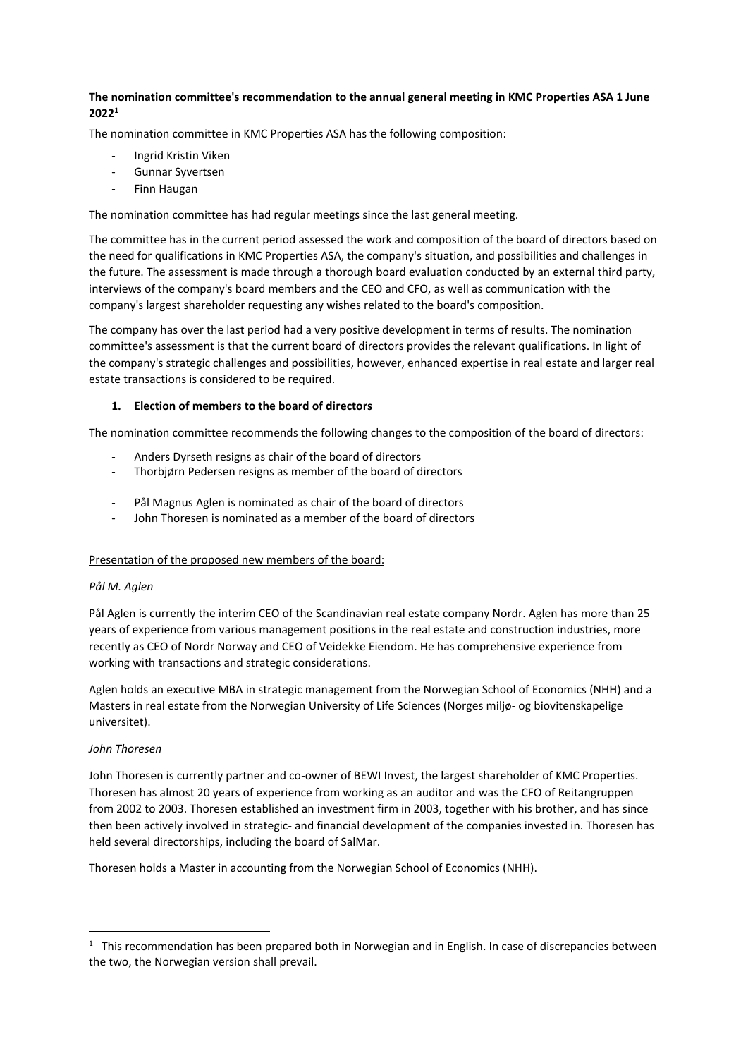**The nomination committee's recommendation to the annual general meeting in KMC Properties ASA 1 June 2022**[1]

The nomination committee in KMC Properties ASA has the following composition:

- Ingrid Kristin Viken
- Gunnar Syvertsen
- Finn Haugan

The nomination committee has had regular meetings since the last general meeting.

The committee has in the current period assessed the work and composition of the board of directors based on the need for qualifications in KMC Properties ASA, the company's situation, and possibilities and challenges in the future. The assessment is made through a thorough board evaluation conducted by an external third party, interviews of the company's board members and the CEO and CFO, as well as communication with the company's largest shareholder requesting any wishes related to the board's composition.

The company has over the last period had a very positive development in terms of results. The nomination committee's assessment is that the current board of directors provides the relevant qualifications. In light of the company's strategic challenges and possibilities, however, enhanced expertise in real estate and larger real estate transactions is considered to be required.

**1. Election of members to the board of directors**

The nomination committee recommends the following changes to the composition of the board of directors:

- Anders Dyrseth resigns as chair of the board of directors
- Thorbjørn Pedersen resigns as member of the board of directors

- Pål Magnus Aglen is nominated as chair of the board of directors
- John Thoresen is nominated as a member of the board of directors

Presentation of the proposed new members of the board:

*Pål M. Aglen*

Pål Aglen is currently the interim CEO of the Scandinavian real estate company Nordr. Aglen has more than 25 years of experience from various management positions in the real estate and construction industries, more recently as CEO of Nordr Norway and CEO of Veidekke Eiendom. He has comprehensive experience from working with transactions and strategic considerations.

Aglen holds an executive MBA in strategic management from the Norwegian School of Economics (NHH) and a Masters in real estate from the Norwegian University of Life Sciences (Norges miljø- og biovitenskapelige universitet).

*John Thoresen*

John Thoresen is currently partner and co-owner of BEWI Invest, the largest shareholder of KMC Properties. Thoresen has almost 20 years of experience from working as an auditor and was the CFO of Reitangruppen from 2002 to 2003. Thoresen established an investment firm in 2003, together with his brother, and has since then been actively involved in strategic- and financial development of the companies invested in. Thoresen has held several directorships, including the board of SalMar.

Thoresen holds a Master in accounting from the Norwegian School of Economics (NHH).

[1] This recommendation has been prepared both in Norwegian and in English. In case of discrepancies between the two, the Norwegian version shall prevail.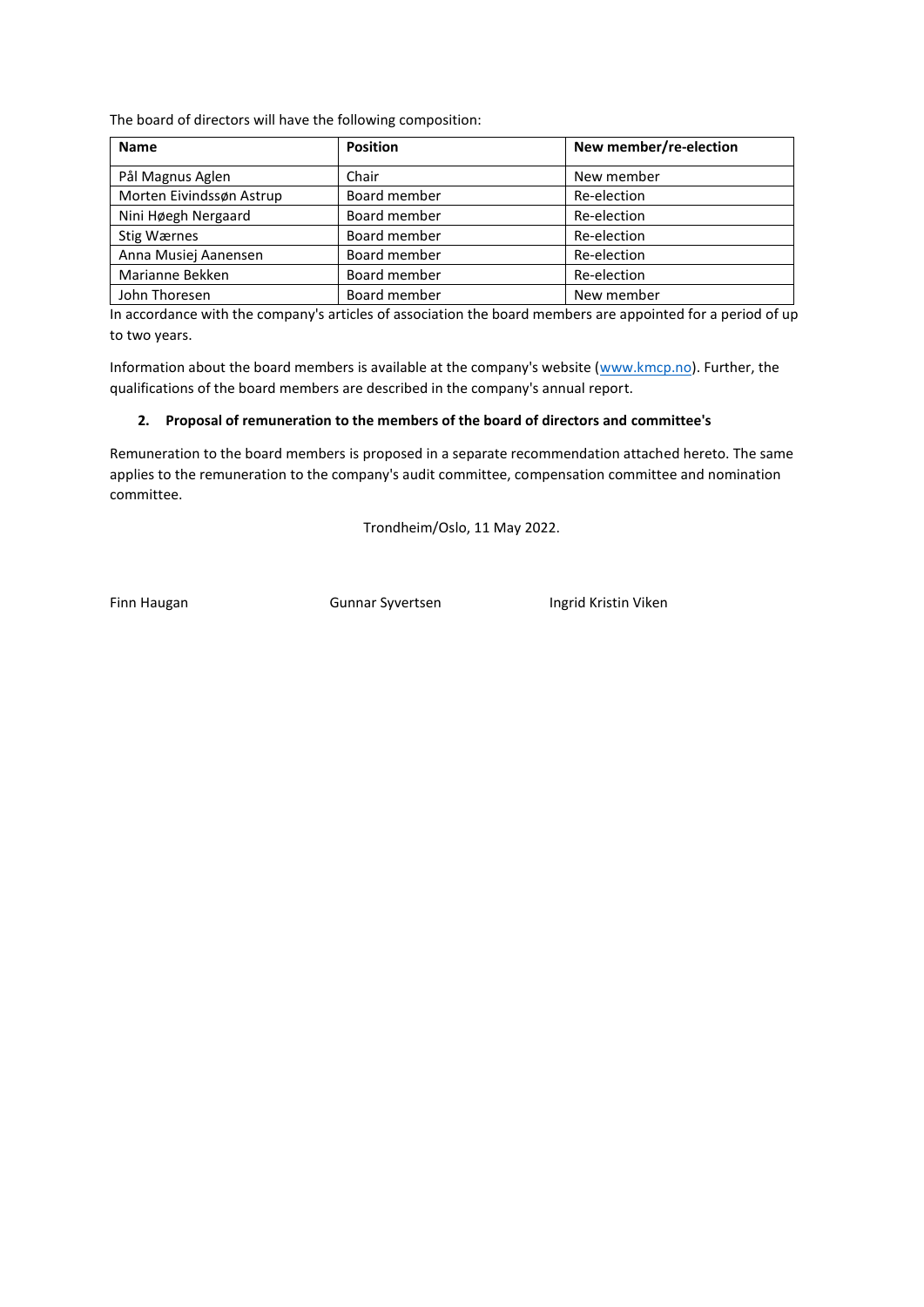The board of directors will have the following composition:

| Name | Position | New member/re-election |
|---|---|---|
| Pål Magnus Aglen | Chair | New member |
| Morten Eivindssøn Astrup | Board member | Re-election |
| Nini Høegh Nergaard | Board member | Re-election |
| Stig Wærnes | Board member | Re-election |
| Anna Musiej Aanensen | Board member | Re-election |
| Marianne Bekken | Board member | Re-election |
| John Thoresen | Board member | New member |

In accordance with the company's articles of association the board members are appointed for a period of up to two years.

Information about the board members is available at the company's website (www.kmcp.no). Further, the qualifications of the board members are described in the company's annual report.

**2. Proposal of remuneration to the members of the board of directors and committee's**

Remuneration to the board members is proposed in a separate recommendation attached hereto. The same applies to the remuneration to the company's audit committee, compensation committee and nomination committee.

Trondheim/Oslo, 11 May 2022.

Finn Haugan          Gunnar Syvertsen          Ingrid Kristin Viken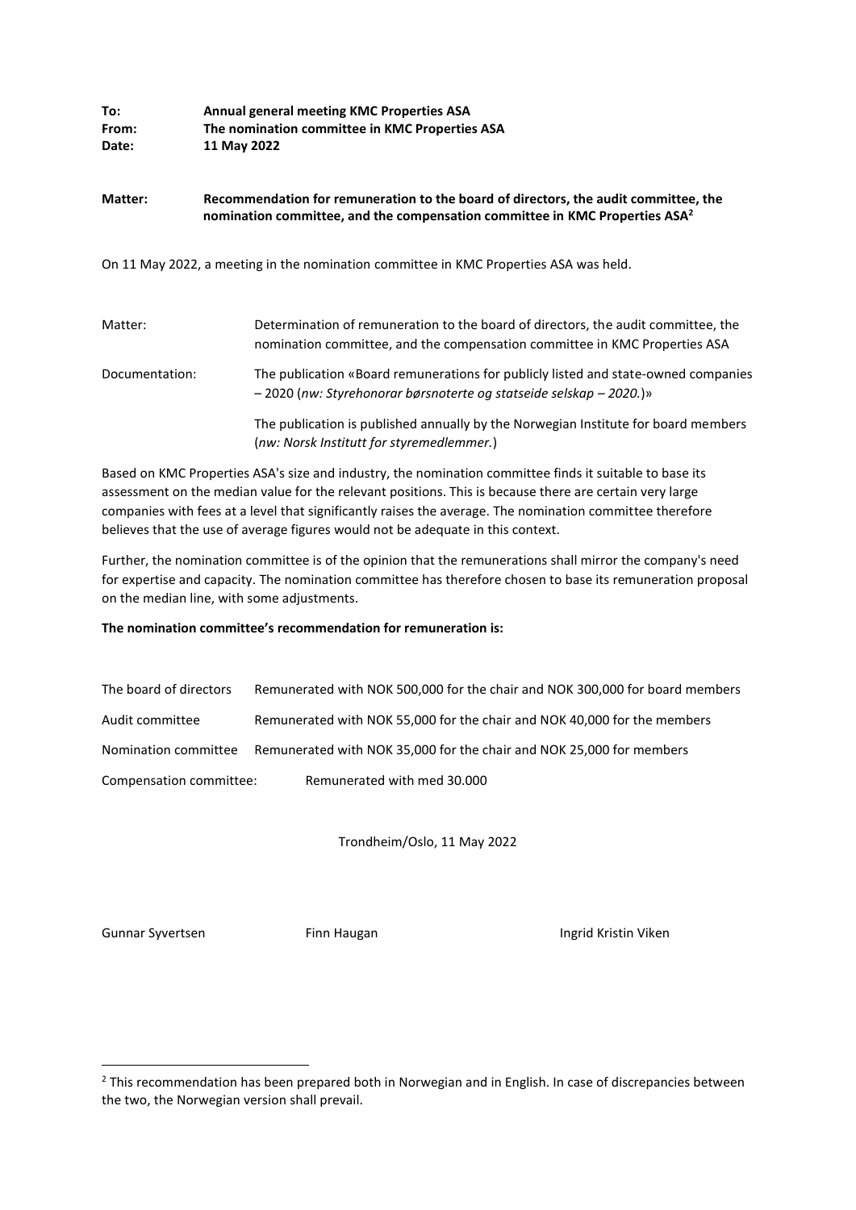**To:** **Annual general meeting KMC Properties ASA**
**From:** **The nomination committee in KMC Properties ASA**
**Date:** **11 May 2022**

**Matter:** **Recommendation for remuneration to the board of directors, the audit committee, the nomination committee, and the compensation committee in KMC Properties ASA**[2]

On 11 May 2022, a meeting in the nomination committee in KMC Properties ASA was held.

| | |
|---|---|
| Matter: | Determination of remuneration to the board of directors, the audit committee, the nomination committee, and the compensation committee in KMC Properties ASA |
| Documentation: | The publication «Board remunerations for publicly listed and state-owned companies – 2020 (*nw: Styrehonorar børsnoterte og statseide selskap – 2020.*)» The publication is published annually by the Norwegian Institute for board members (*nw: Norsk Institutt for styremedlemmer.*) |

Based on KMC Properties ASA's size and industry, the nomination committee finds it suitable to base its assessment on the median value for the relevant positions. This is because there are certain very large companies with fees at a level that significantly raises the average. The nomination committee therefore believes that the use of average figures would not be adequate in this context.

Further, the nomination committee is of the opinion that the remunerations shall mirror the company's need for expertise and capacity. The nomination committee has therefore chosen to base its remuneration proposal on the median line, with some adjustments.

**The nomination committee's recommendation for remuneration is:**

| | |
|---|---|
| The board of directors | Remunerated with NOK 500,000 for the chair and NOK 300,000 for board members |
| Audit committee | Remunerated with NOK 55,000 for the chair and NOK 40,000 for the members |
| Nomination committee | Remunerated with NOK 35,000 for the chair and NOK 25,000 for members |
| Compensation committee: | Remunerated with med 30.000 |

Trondheim/Oslo, 11 May 2022

Gunnar Syvertsen Finn Haugan Ingrid Kristin Viken

[2] This recommendation has been prepared both in Norwegian and in English. In case of discrepancies between the two, the Norwegian version shall prevail.